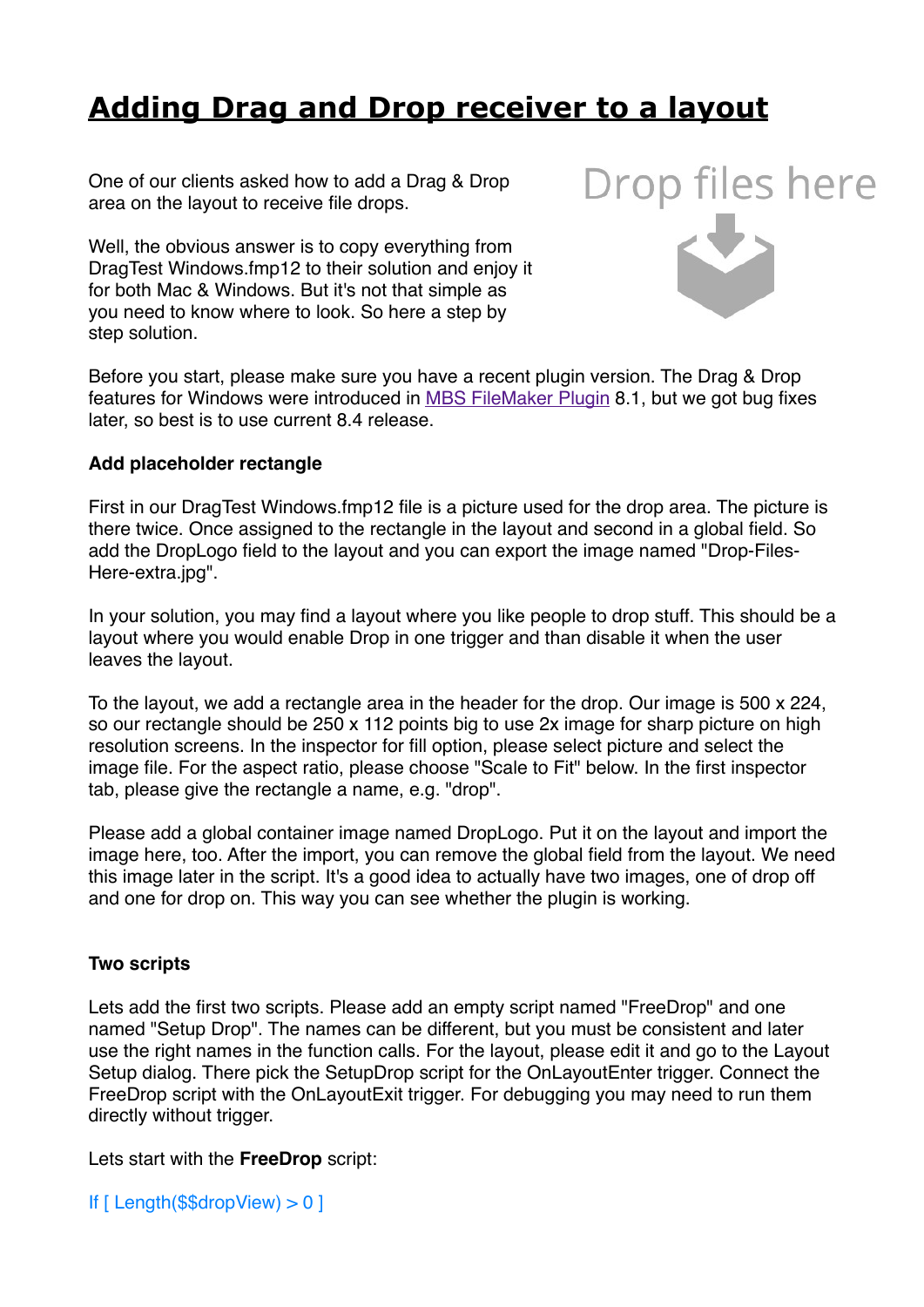# Adding Drag and Drop receiver to a layout

One of our clients asked how to add a Drag & Drop area on the layout to receive file drops.

Well, the obvious answer is to copy everything from DragTest Windows.fmp12 to their solution and enjoy it for both Mac & Windows. But it's not that simple as you need to know where to look. So here a step by step solution.

Before you start, please make sure you have a recent plugin version. The Drag & Drop features for Windows were introduced in [MBS FileMaker Plugin]() 8.1, but we got bug fixes later, so best is to use current 8.4 release.

**Add placeholder rectangle**

First in our DragTest Windows.fmp12 file is a picture used for the drop area. The picture is there twice. Once assigned to the rectangle in the layout and second in a global field. So add the DropLogo field to the layout and you can export the image named "Drop-Files-Here-extra.jpg".

In your solution, you may find a layout where you like people to drop stuff. This should be a layout where you would enable Drop in one trigger and than disable it when the user leaves the layout.

To the layout, we add a rectangle area in the header for the drop. Our image is 500 x 224, so our rectangle should be 250 x 112 points big to use 2x image for sharp picture on high resolution screens. In the inspector for fill option, please select picture and select the image file. For the aspect ratio, please choose "Scale to Fit" below. In the first inspector tab, please give the rectangle a name, e.g. "drop".

Please add a global container image named DropLogo. Put it on the layout and import the image here, too. After the import, you can remove the global field from the layout. We need this image later in the script. It's a good idea to actually have two images, one of drop off and one for drop on. This way you can see whether the plugin is working.

**Two scripts**

Lets add the first two scripts. Please add an empty script named "FreeDrop" and one named "Setup Drop". The names can be different, but you must be consistent and later use the right names in the function calls. For the layout, please edit it and go to the Layout Setup dialog. There pick the SetupDrop script for the OnLayoutEnter trigger. Connect the FreeDrop script with the OnLayoutExit trigger. For debugging you may need to run them directly without trigger.

Lets start with the **FreeDrop** script:

```
If [ Length($$dropView) > 0 ]
```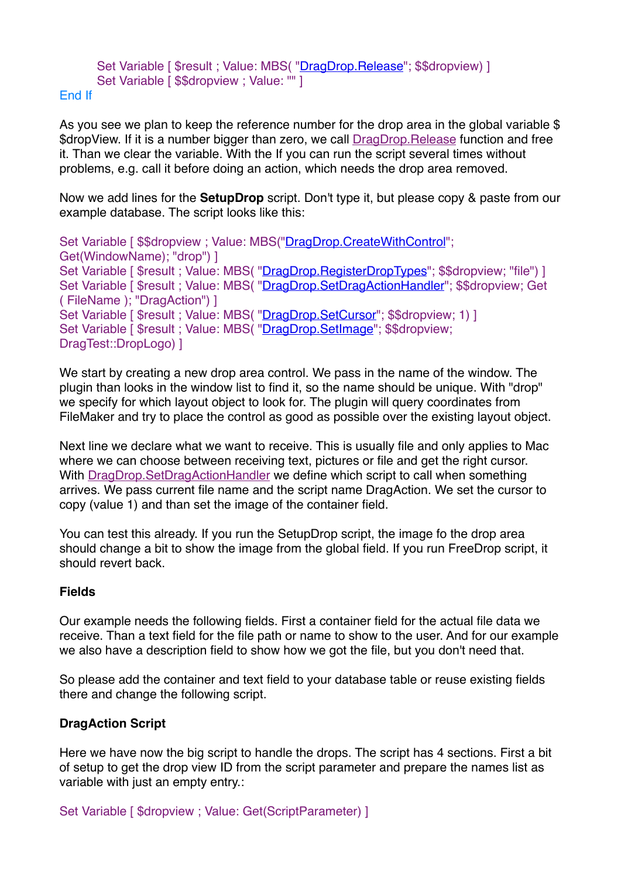```
    Set Variable [ $result ; Value: MBS( "DragDrop.Release"; $$dropview) ]
    Set Variable [ $$dropview ; Value: "" ]
End If
```

As you see we plan to keep the reference number for the drop area in the global variable $$dropView. If it is a number bigger than zero, we call DragDrop.Release function and free it. Than we clear the variable. With the If you can run the script several times without problems, e.g. call it before doing an action, which needs the drop area removed.

Now we add lines for the **SetupDrop** script. Don't type it, but please copy & paste from our example database. The script looks like this:

```
Set Variable [ $$dropview ; Value: MBS("DragDrop.CreateWithControl"; Get(WindowName); "drop") ]
Set Variable [ $result ; Value: MBS( "DragDrop.RegisterDropTypes"; $$dropview; "file") ]
Set Variable [ $result ; Value: MBS( "DragDrop.SetDragActionHandler"; $$dropview; Get ( FileName ); "DragAction") ]
Set Variable [ $result ; Value: MBS( "DragDrop.SetCursor"; $$dropview; 1) ]
Set Variable [ $result ; Value: MBS( "DragDrop.SetImage"; $$dropview; DragTest::DropLogo) ]
```

We start by creating a new drop area control. We pass in the name of the window. The plugin than looks in the window list to find it, so the name should be unique. With "drop" we specify for which layout object to look for. The plugin will query coordinates from FileMaker and try to place the control as good as possible over the existing layout object.

Next line we declare what we want to receive. This is usually file and only applies to Mac where we can choose between receiving text, pictures or file and get the right cursor. With DragDrop.SetDragActionHandler we define which script to call when something arrives. We pass current file name and the script name DragAction. We set the cursor to copy (value 1) and than set the image of the container field.

You can test this already. If you run the SetupDrop script, the image fo the drop area should change a bit to show the image from the global field. If you run FreeDrop script, it should revert back.

**Fields**

Our example needs the following fields. First a container field for the actual file data we receive. Than a text field for the file path or name to show to the user. And for our example we also have a description field to show how we got the file, but you don't need that.

So please add the container and text field to your database table or reuse existing fields there and change the following script.

**DragAction Script**

Here we have now the big script to handle the drops. The script has 4 sections. First a bit of setup to get the drop view ID from the script parameter and prepare the names list as variable with just an empty entry.:

```
Set Variable [ $dropview ; Value: Get(ScriptParameter) ]
```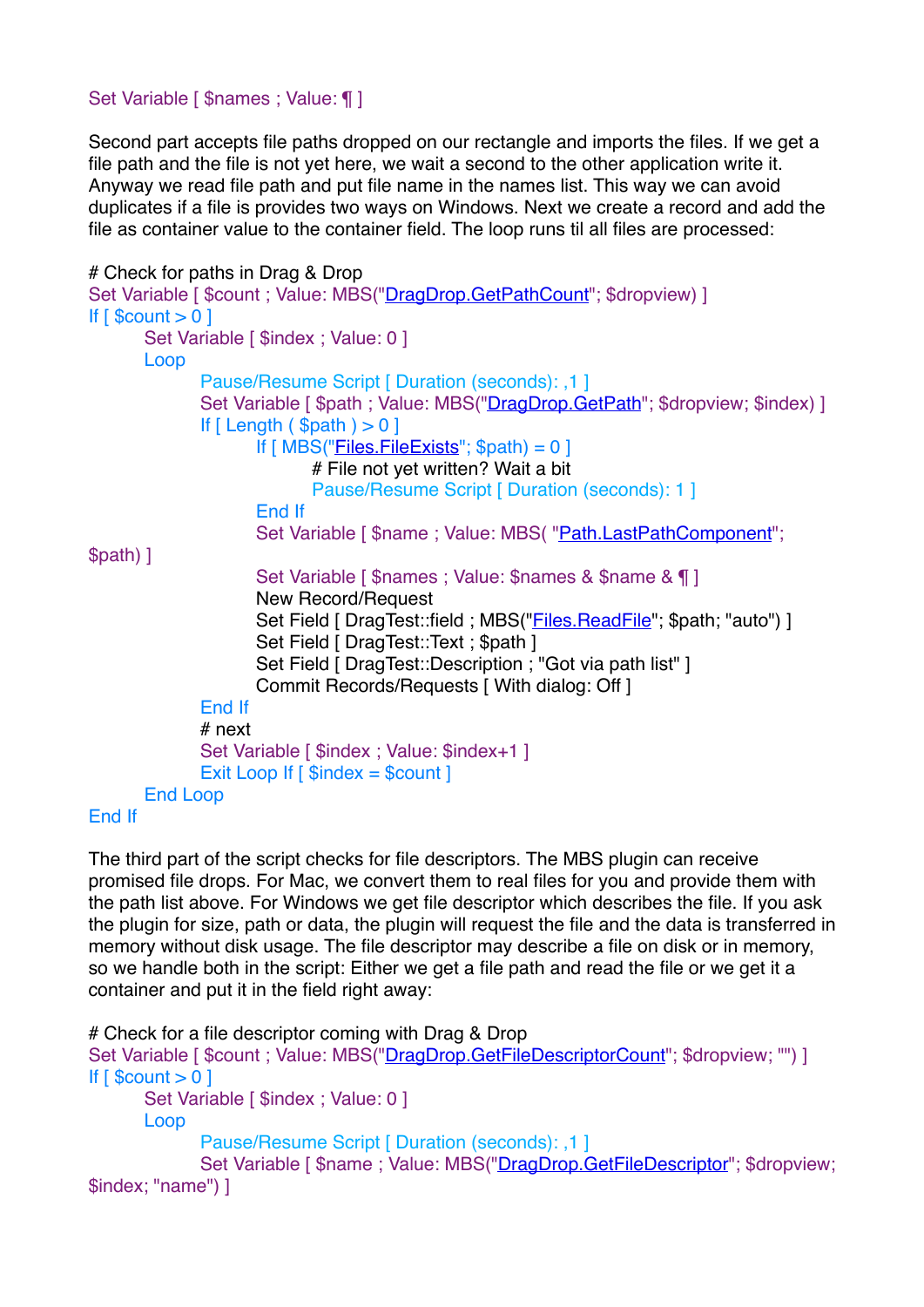```
Set Variable [ $names ; Value: ¶ ]
```

Second part accepts file paths dropped on our rectangle and imports the files. If we get a file path and the file is not yet here, we wait a second to the other application write it. Anyway we read file path and put file name in the names list. This way we can avoid duplicates if a file is provides two ways on Windows. Next we create a record and add the file as container value to the container field. The loop runs til all files are processed:

```
# Check for paths in Drag & Drop
Set Variable [ $count ; Value: MBS("DragDrop.GetPathCount"; $dropview) ]
If [ $count > 0 ]
	Set Variable [ $index ; Value: 0 ]
	Loop
		Pause/Resume Script [ Duration (seconds): ,1 ]
		Set Variable [ $path ; Value: MBS("DragDrop.GetPath"; $dropview; $index) ]
		If [ Length ( $path ) > 0 ]
			If [ MBS("Files.FileExists"; $path) = 0 ]
				# File not yet written? Wait a bit
				Pause/Resume Script [ Duration (seconds): 1 ]
			End If
			Set Variable [ $name ; Value: MBS( "Path.LastPathComponent"; $path) ]
			Set Variable [ $names ; Value: $names & $name & ¶ ]
			New Record/Request
			Set Field [ DragTest::field ; MBS("Files.ReadFile"; $path; "auto") ]
			Set Field [ DragTest::Text ; $path ]
			Set Field [ DragTest::Description ; "Got via path list" ]
			Commit Records/Requests [ With dialog: Off ]
		End If
		# next
		Set Variable [ $index ; Value: $index+1 ]
		Exit Loop If [ $index = $count ]
	End Loop
End If
```

The third part of the script checks for file descriptors. The MBS plugin can receive promised file drops. For Mac, we convert them to real files for you and provide them with the path list above. For Windows we get file descriptor which describes the file. If you ask the plugin for size, path or data, the plugin will request the file and the data is transferred in memory without disk usage. The file descriptor may describe a file on disk or in memory, so we handle both in the script: Either we get a file path and read the file or we get it a container and put it in the field right away:

```
# Check for a file descriptor coming with Drag & Drop
Set Variable [ $count ; Value: MBS("DragDrop.GetFileDescriptorCount"; $dropview; "") ]
If [ $count > 0 ]
	Set Variable [ $index ; Value: 0 ]
	Loop
		Pause/Resume Script [ Duration (seconds): ,1 ]
		Set Variable [ $name ; Value: MBS("DragDrop.GetFileDescriptor"; $dropview; $index; "name") ]
```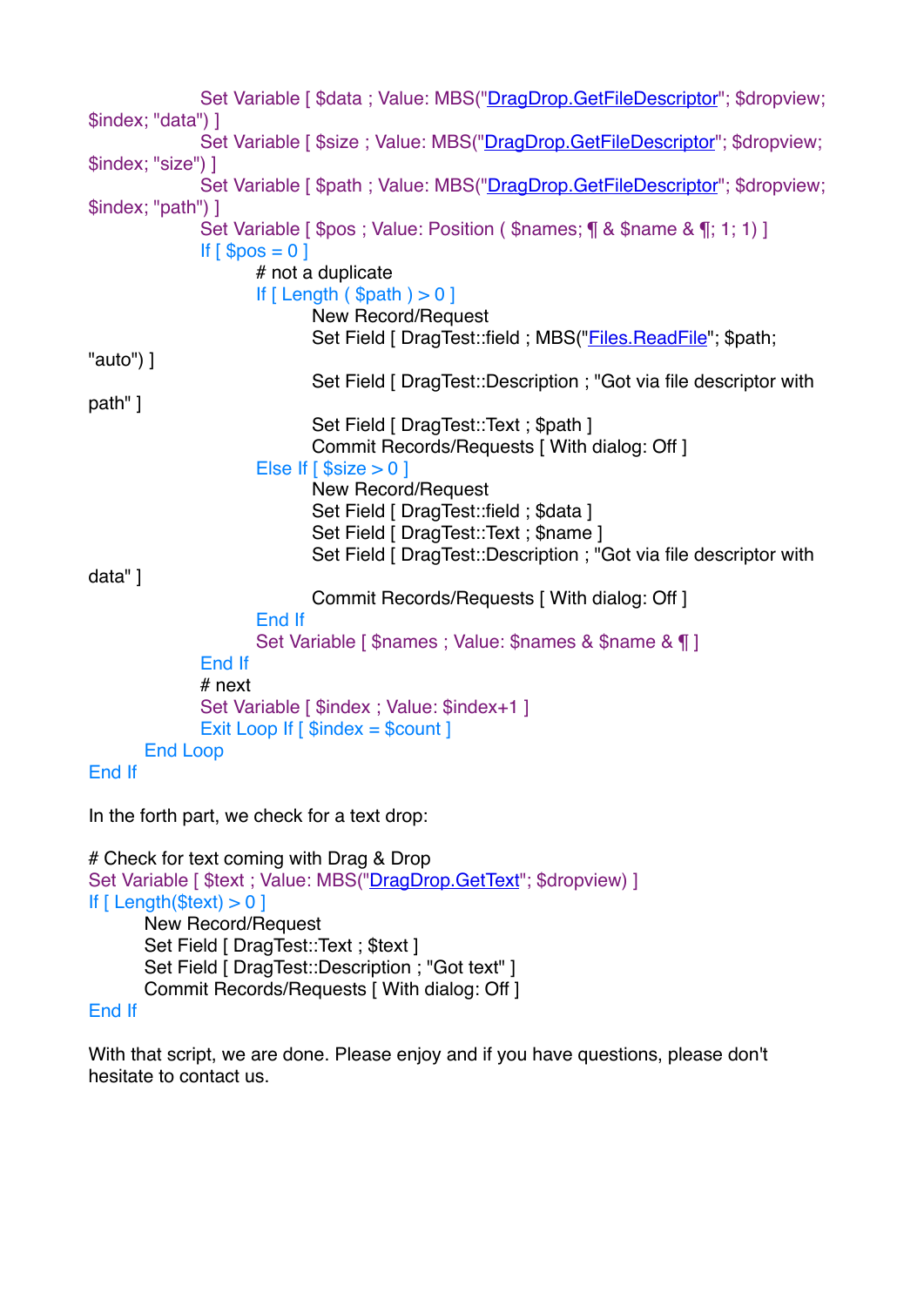```
			Set Variable [ $data ; Value: MBS("DragDrop.GetFileDescriptor"; $dropview; $index; "data") ]
			Set Variable [ $size ; Value: MBS("DragDrop.GetFileDescriptor"; $dropview; $index; "size") ]
			Set Variable [ $path ; Value: MBS("DragDrop.GetFileDescriptor"; $dropview; $index; "path") ]
			Set Variable [ $pos ; Value: Position ( $names; ¶ & $name & ¶; 1; 1) ]
			If [ $pos = 0 ]
				# not a duplicate
				If [ Length ( $path ) > 0 ]
					New Record/Request
					Set Field [ DragTest::field ; MBS("Files.ReadFile"; $path; "auto") ]
					Set Field [ DragTest::Description ; "Got via file descriptor with path" ]
					Set Field [ DragTest::Text ; $path ]
					Commit Records/Requests [ With dialog: Off ]
				Else If [ $size > 0 ]
					New Record/Request
					Set Field [ DragTest::field ; $data ]
					Set Field [ DragTest::Text ; $name ]
					Set Field [ DragTest::Description ; "Got via file descriptor with data" ]
					Commit Records/Requests [ With dialog: Off ]
				End If
				Set Variable [ $names ; Value: $names & $name & ¶ ]
			End If
			# next
			Set Variable [ $index ; Value: $index+1 ]
			Exit Loop If [ $index = $count ]
		End Loop
End If
```

In the forth part, we check for a text drop:

```
# Check for text coming with Drag & Drop
Set Variable [ $text ; Value: MBS("DragDrop.GetText"; $dropview) ]
If [ Length($text) > 0 ]
	New Record/Request
	Set Field [ DragTest::Text ; $text ]
	Set Field [ DragTest::Description ; "Got text" ]
	Commit Records/Requests [ With dialog: Off ]
End If
```

With that script, we are done. Please enjoy and if you have questions, please don't hesitate to contact us.